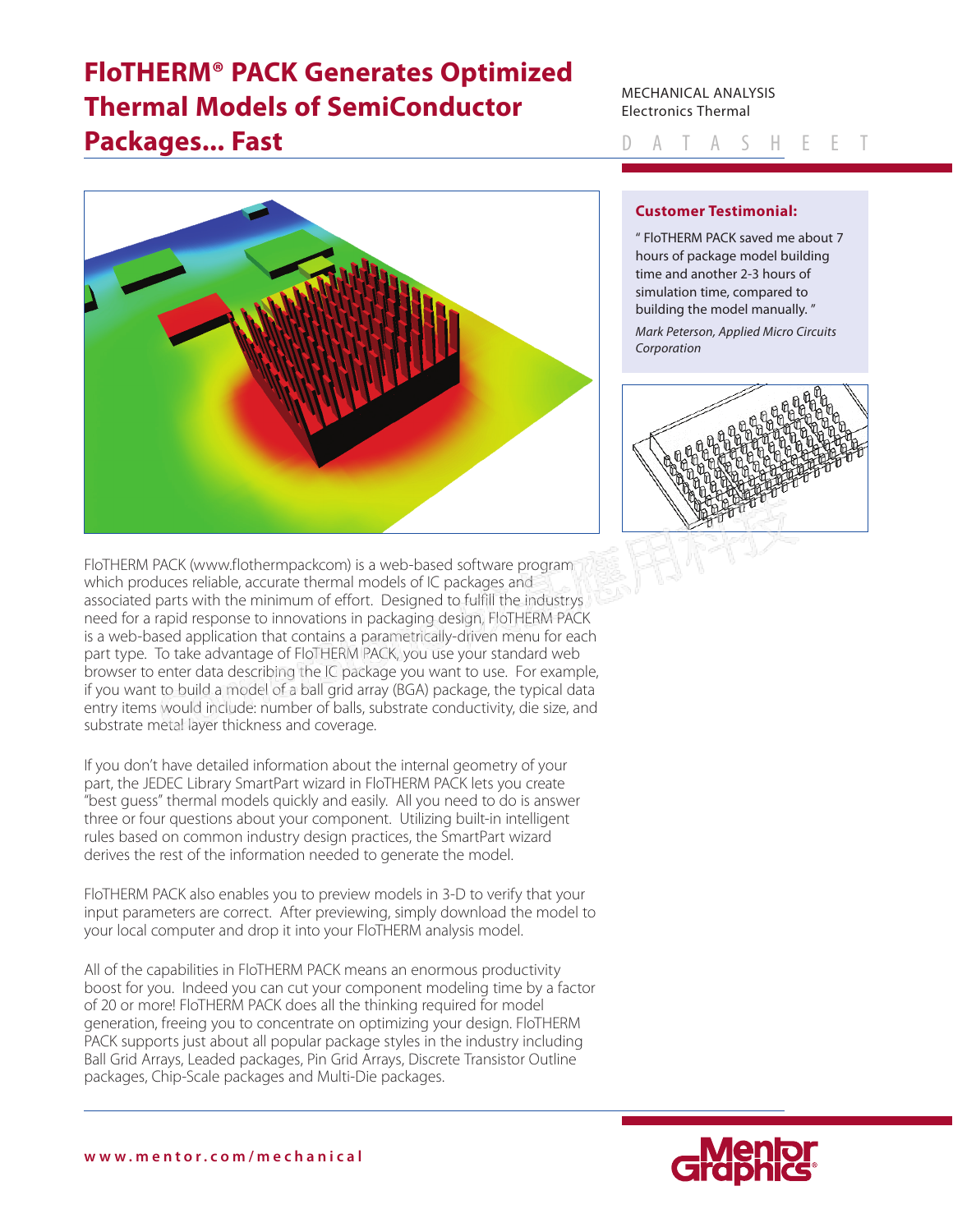# FloTHERM® PACK Generates Optimized Thermal Models of SemiConductor Packages... Fast

MECHANICAL ANALYSIS
Electronics Thermal

DATASHEET

**Customer Testimonial:**

" FloTHERM PACK saved me about 7 hours of package model building time and another 2-3 hours of simulation time, compared to building the model manually. "

*Mark Peterson, Applied Micro Circuits Corporation*

FloTHERM PACK (www.flothermpackcom) is a web-based software program which produces reliable, accurate thermal models of IC packages and associated parts with the minimum of effort. Designed to fulfill the industrys need for a rapid response to innovations in packaging design, FloTHERM PACK is a web-based application that contains a parametrically-driven menu for each part type. To take advantage of FloTHERM PACK, you use your standard web browser to enter data describing the IC package you want to use. For example, if you want to build a model of a ball grid array (BGA) package, the typical data entry items would include: number of balls, substrate conductivity, die size, and substrate metal layer thickness and coverage.

If you don't have detailed information about the internal geometry of your part, the JEDEC Library SmartPart wizard in FloTHERM PACK lets you create "best guess" thermal models quickly and easily. All you need to do is answer three or four questions about your component. Utilizing built-in intelligent rules based on common industry design practices, the SmartPart wizard derives the rest of the information needed to generate the model.

FloTHERM PACK also enables you to preview models in 3-D to verify that your input parameters are correct. After previewing, simply download the model to your local computer and drop it into your FloTHERM analysis model.

All of the capabilities in FloTHERM PACK means an enormous productivity boost for you. Indeed you can cut your component modeling time by a factor of 20 or more! FloTHERM PACK does all the thinking required for model generation, freeing you to concentrate on optimizing your design. FloTHERM PACK supports just about all popular package styles in the industry including Ball Grid Arrays, Leaded packages, Pin Grid Arrays, Discrete Transistor Outline packages, Chip-Scale packages and Multi-Die packages.

www.mentor.com/mechanical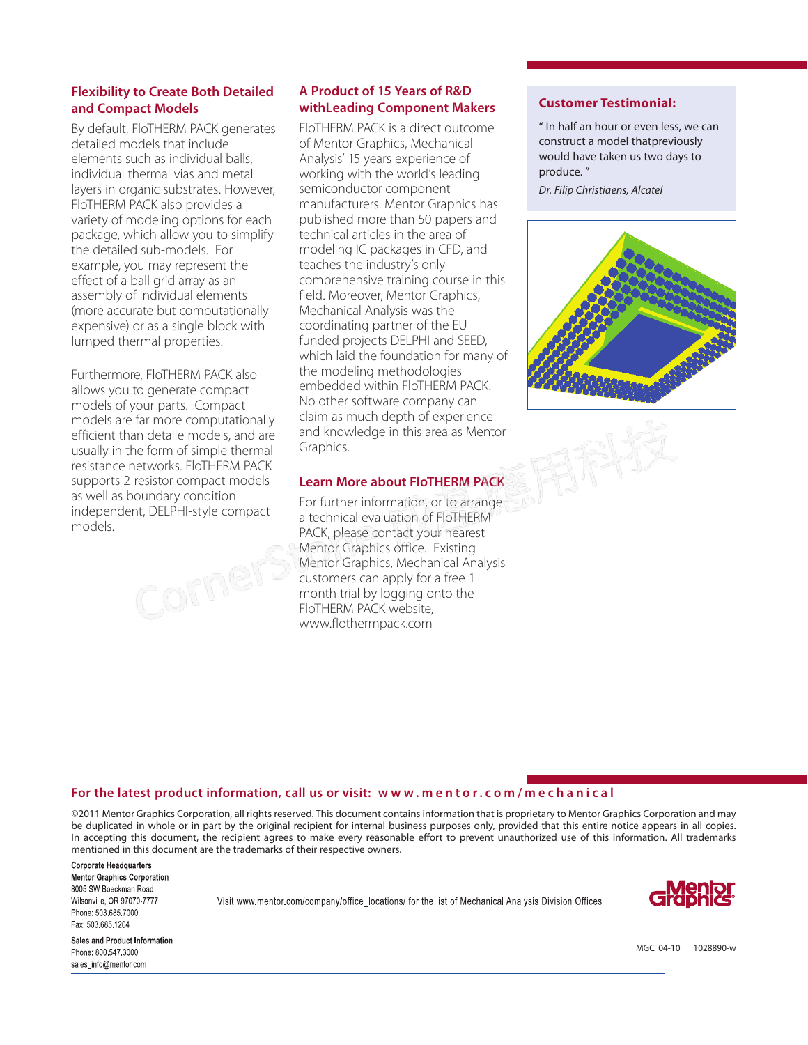## Flexibility to Create Both Detailed and Compact Models

By default, FloTHERM PACK generates detailed models that include elements such as individual balls, individual thermal vias and metal layers in organic substrates. However, FloTHERM PACK also provides a variety of modeling options for each package, which allow you to simplify the detailed sub-models. For example, you may represent the effect of a ball grid array as an assembly of individual elements (more accurate but computationally expensive) or as a single block with lumped thermal properties.

Furthermore, FloTHERM PACK also allows you to generate compact models of your parts. Compact models are far more computationally efficient than detaile models, and are usually in the form of simple thermal resistance networks. FloTHERM PACK supports 2-resistor compact models as well as boundary condition independent, DELPHI-style compact models.

## A Product of 15 Years of R&D withLeading Component Makers

FloTHERM PACK is a direct outcome of Mentor Graphics, Mechanical Analysis' 15 years experience of working with the world's leading semiconductor component manufacturers. Mentor Graphics has published more than 50 papers and technical articles in the area of modeling IC packages in CFD, and teaches the industry's only comprehensive training course in this field. Moreover, Mentor Graphics, Mechanical Analysis was the coordinating partner of the EU funded projects DELPHI and SEED, which laid the foundation for many of the modeling methodologies embedded within FloTHERM PACK. No other software company can claim as much depth of experience and knowledge in this area as Mentor Graphics.

## Learn More about FloTHERM PACK

For further information, or to arrange a technical evaluation of FloTHERM PACK, please contact your nearest Mentor Graphics office. Existing Mentor Graphics, Mechanical Analysis customers can apply for a free 1 month trial by logging onto the FloTHERM PACK website, www.flothermpack.com

### Customer Testimonial:

" In half an hour or even less, we can construct a model thatpreviously would have taken us two days to produce. "

*Dr. Filip Christiaens, Alcatel*

**For the latest product information, call us or visit: www.mentor.com/mechanical**

©2011 Mentor Graphics Corporation, all rights reserved. This document contains information that is proprietary to Mentor Graphics Corporation and may be duplicated in whole or in part by the original recipient for internal business purposes only, provided that this entire notice appears in all copies. In accepting this document, the recipient agrees to make every reasonable effort to prevent unauthorized use of this information. All trademarks mentioned in this document are the trademarks of their respective owners.

**Corporate Headquarters**
**Mentor Graphics Corporation**
8005 SW Boeckman Road
Wilsonville, OR 97070-7777
Phone: 503.685.7000
Fax: 503.685.1204

**Sales and Product Information**
Phone: 800.547.3000
sales_info@mentor.com

Visit www.mentor.com/company/office_locations/ for the list of Mechanical Analysis Division Offices

Mentor Graphics

MGC 04-10 1028890-w